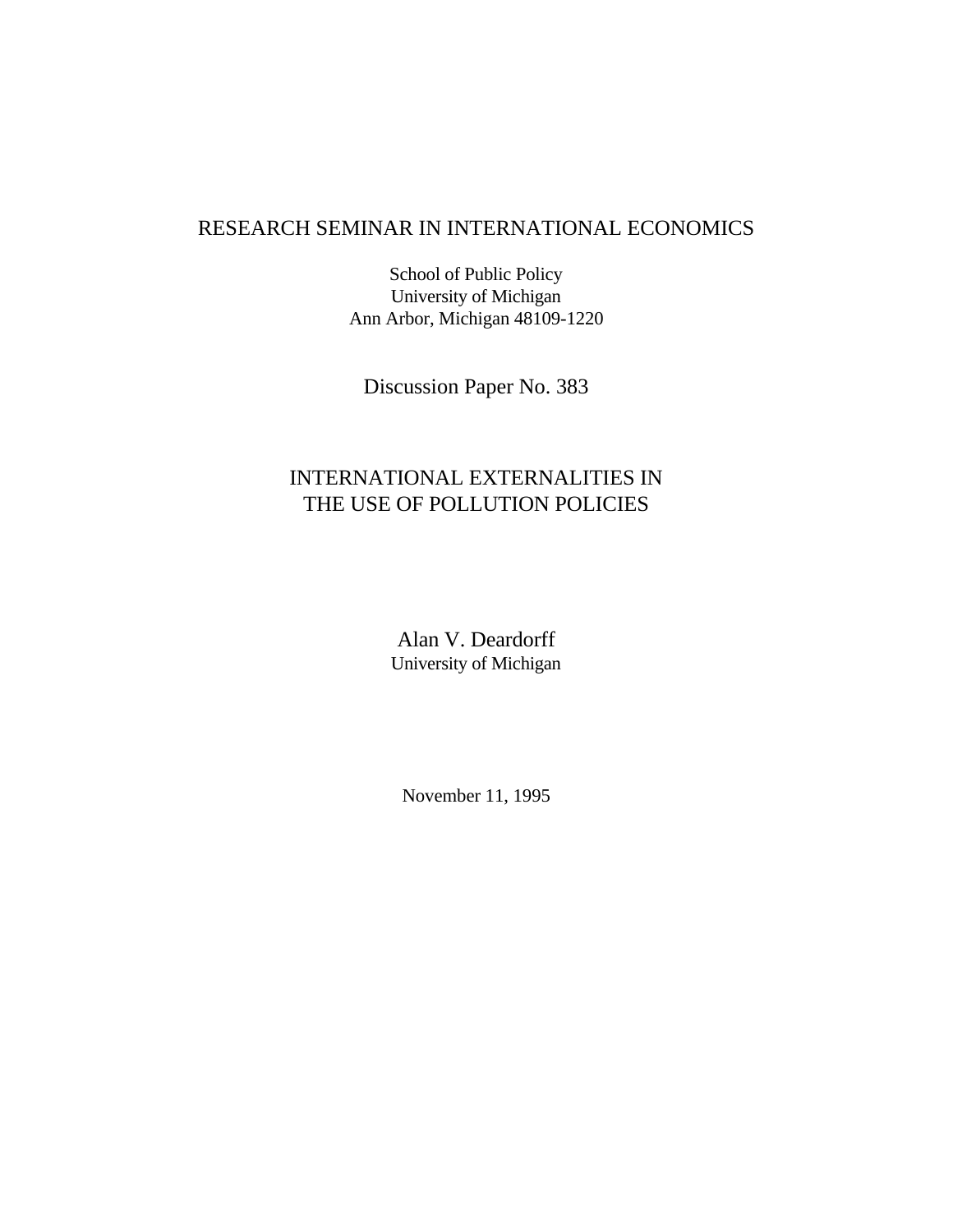RESEARCH SEMINAR IN INTERNATIONAL ECONOMICS

School of Public Policy
University of Michigan
Ann Arbor, Michigan 48109-1220

Discussion Paper No. 383

# INTERNATIONAL EXTERNALITIES IN THE USE OF POLLUTION POLICIES

Alan V. Deardorff
University of Michigan

November 11, 1995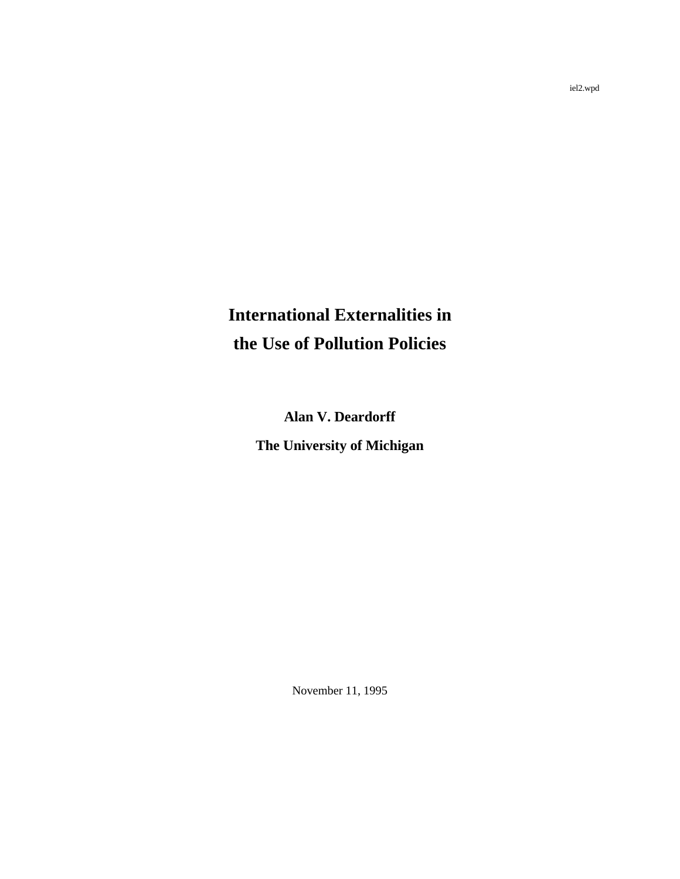iel2.wpd

# International Externalities in the Use of Pollution Policies

**Alan V. Deardorff**

**The University of Michigan**

November 11, 1995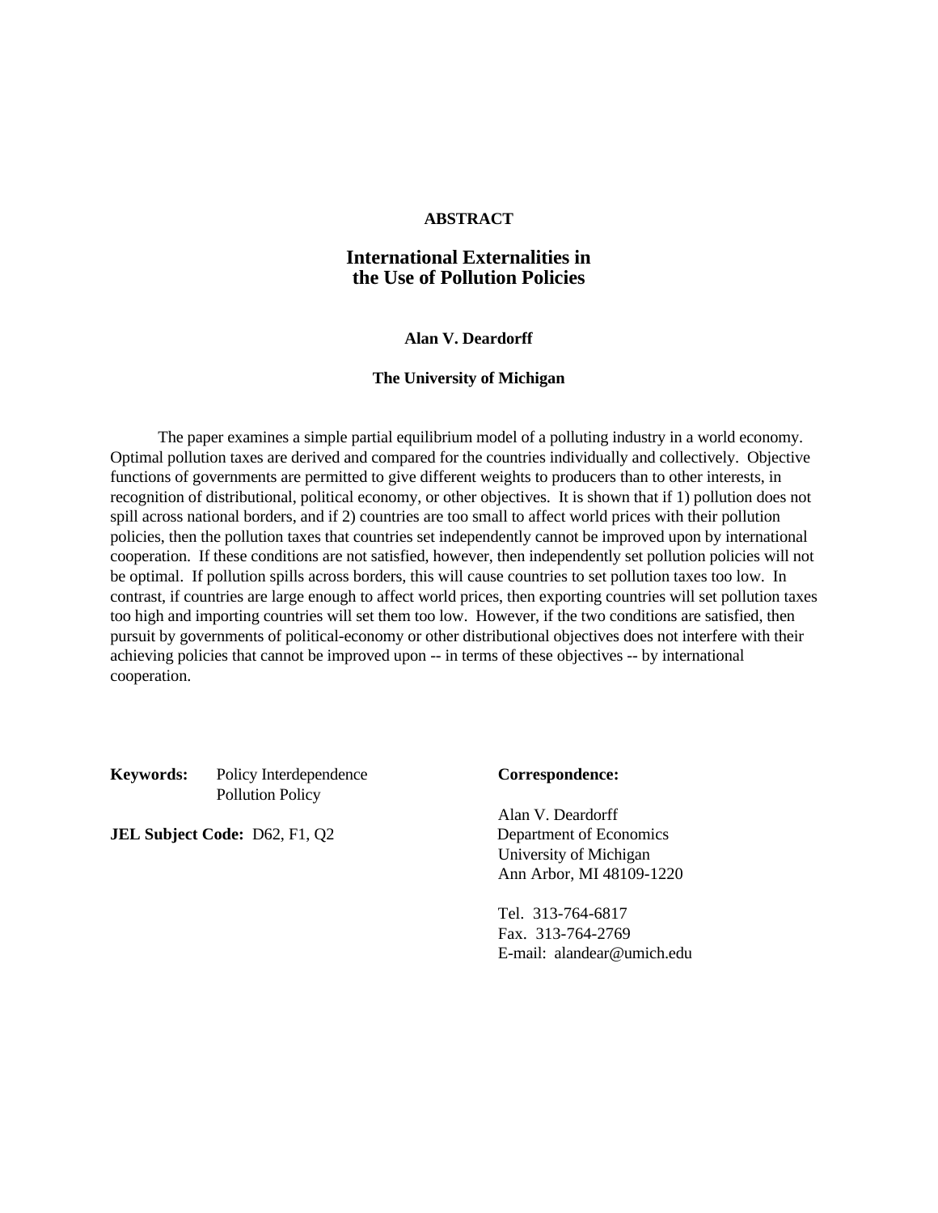**ABSTRACT**

# International Externalities in the Use of Pollution Policies

**Alan V. Deardorff**

**The University of Michigan**

The paper examines a simple partial equilibrium model of a polluting industry in a world economy. Optimal pollution taxes are derived and compared for the countries individually and collectively. Objective functions of governments are permitted to give different weights to producers than to other interests, in recognition of distributional, political economy, or other objectives. It is shown that if 1) pollution does not spill across national borders, and if 2) countries are too small to affect world prices with their pollution policies, then the pollution taxes that countries set independently cannot be improved upon by international cooperation. If these conditions are not satisfied, however, then independently set pollution policies will not be optimal. If pollution spills across borders, this will cause countries to set pollution taxes too low. In contrast, if countries are large enough to affect world prices, then exporting countries will set pollution taxes too high and importing countries will set them too low. However, if the two conditions are satisfied, then pursuit by governments of political-economy or other distributional objectives does not interfere with their achieving policies that cannot be improved upon -- in terms of these objectives -- by international cooperation.

**Keywords:** Policy Interdependence
Pollution Policy

**JEL Subject Code:** D62, F1, Q2

**Correspondence:**

Alan V. Deardorff
Department of Economics
University of Michigan
Ann Arbor, MI 48109-1220

Tel. 313-764-6817
Fax. 313-764-2769
E-mail: alandear@umich.edu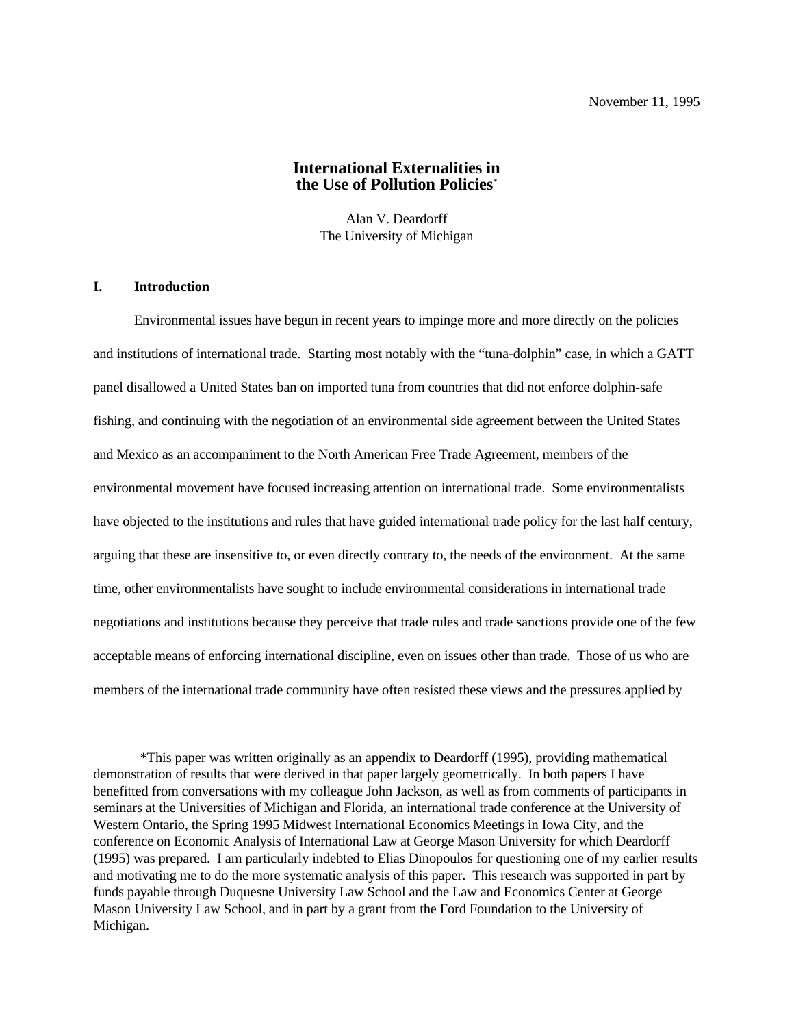November 11, 1995

# International Externalities in the Use of Pollution Policies*

Alan V. Deardorff
The University of Michigan

## I. Introduction

Environmental issues have begun in recent years to impinge more and more directly on the policies and institutions of international trade. Starting most notably with the "tuna-dolphin" case, in which a GATT panel disallowed a United States ban on imported tuna from countries that did not enforce dolphin-safe fishing, and continuing with the negotiation of an environmental side agreement between the United States and Mexico as an accompaniment to the North American Free Trade Agreement, members of the environmental movement have focused increasing attention on international trade. Some environmentalists have objected to the institutions and rules that have guided international trade policy for the last half century, arguing that these are insensitive to, or even directly contrary to, the needs of the environment. At the same time, other environmentalists have sought to include environmental considerations in international trade negotiations and institutions because they perceive that trade rules and trade sanctions provide one of the few acceptable means of enforcing international discipline, even on issues other than trade. Those of us who are members of the international trade community have often resisted these views and the pressures applied by

---

*This paper was written originally as an appendix to Deardorff (1995), providing mathematical demonstration of results that were derived in that paper largely geometrically. In both papers I have benefitted from conversations with my colleague John Jackson, as well as from comments of participants in seminars at the Universities of Michigan and Florida, an international trade conference at the University of Western Ontario, the Spring 1995 Midwest International Economics Meetings in Iowa City, and the conference on Economic Analysis of International Law at George Mason University for which Deardorff (1995) was prepared. I am particularly indebted to Elias Dinopoulos for questioning one of my earlier results and motivating me to do the more systematic analysis of this paper. This research was supported in part by funds payable through Duquesne University Law School and the Law and Economics Center at George Mason University Law School, and in part by a grant from the Ford Foundation to the University of Michigan.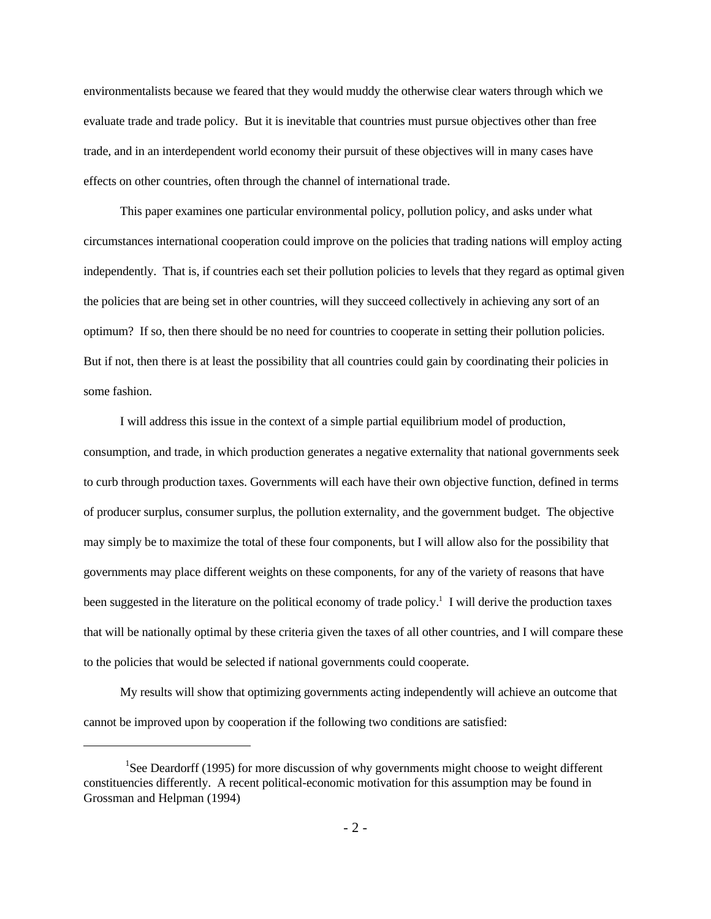environmentalists because we feared that they would muddy the otherwise clear waters through which we evaluate trade and trade policy. But it is inevitable that countries must pursue objectives other than free trade, and in an interdependent world economy their pursuit of these objectives will in many cases have effects on other countries, often through the channel of international trade.

This paper examines one particular environmental policy, pollution policy, and asks under what circumstances international cooperation could improve on the policies that trading nations will employ acting independently. That is, if countries each set their pollution policies to levels that they regard as optimal given the policies that are being set in other countries, will they succeed collectively in achieving any sort of an optimum? If so, then there should be no need for countries to cooperate in setting their pollution policies. But if not, then there is at least the possibility that all countries could gain by coordinating their policies in some fashion.

I will address this issue in the context of a simple partial equilibrium model of production, consumption, and trade, in which production generates a negative externality that national governments seek to curb through production taxes. Governments will each have their own objective function, defined in terms of producer surplus, consumer surplus, the pollution externality, and the government budget. The objective may simply be to maximize the total of these four components, but I will allow also for the possibility that governments may place different weights on these components, for any of the variety of reasons that have been suggested in the literature on the political economy of trade policy.[1] I will derive the production taxes that will be nationally optimal by these criteria given the taxes of all other countries, and I will compare these to the policies that would be selected if national governments could cooperate.

My results will show that optimizing governments acting independently will achieve an outcome that cannot be improved upon by cooperation if the following two conditions are satisfied:

[1] See Deardorff (1995) for more discussion of why governments might choose to weight different constituencies differently. A recent political-economic motivation for this assumption may be found in Grossman and Helpman (1994)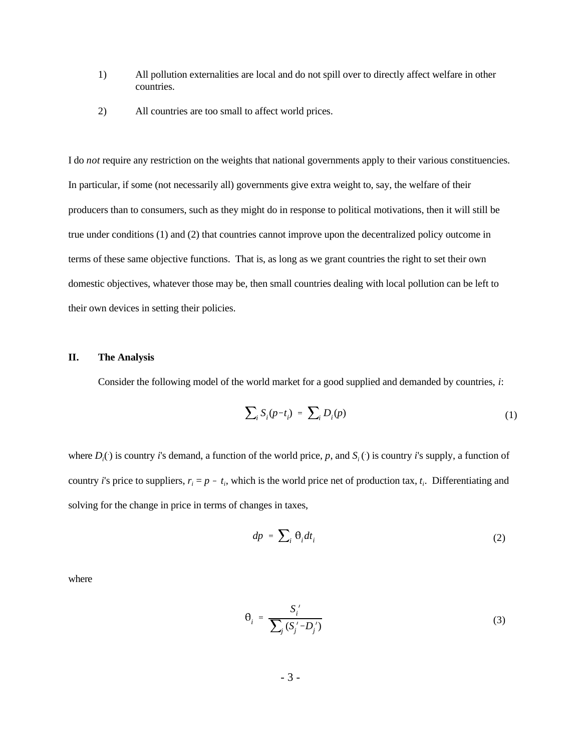1) All pollution externalities are local and do not spill over to directly affect welfare in other countries.

2) All countries are too small to affect world prices.

I do *not* require any restriction on the weights that national governments apply to their various constituencies. In particular, if some (not necessarily all) governments give extra weight to, say, the welfare of their producers than to consumers, such as they might do in response to political motivations, then it will still be true under conditions (1) and (2) that countries cannot improve upon the decentralized policy outcome in terms of these same objective functions. That is, as long as we grant countries the right to set their own domestic objectives, whatever those may be, then small countries dealing with local pollution can be left to their own devices in setting their policies.

## II. The Analysis

Consider the following model of the world market for a good supplied and demanded by countries, *i*:

$$\sum_i S_i(p-t_i) = \sum_i D_i(p) \tag{1}$$

where $D_i(\cdot)$ is country *i*'s demand, a function of the world price, $p$, and $S_i(\cdot)$ is country *i*'s supply, a function of country *i*'s price to suppliers, $r_i = p - t_i$, which is the world price net of production tax, $t_i$. Differentiating and solving for the change in price in terms of changes in taxes,

$$dp = \sum_i \theta_i dt_i \tag{2}$$

where

$$\theta_i = \frac{S_i'}{\sum_j (S_j' - D_j')} \tag{3}$$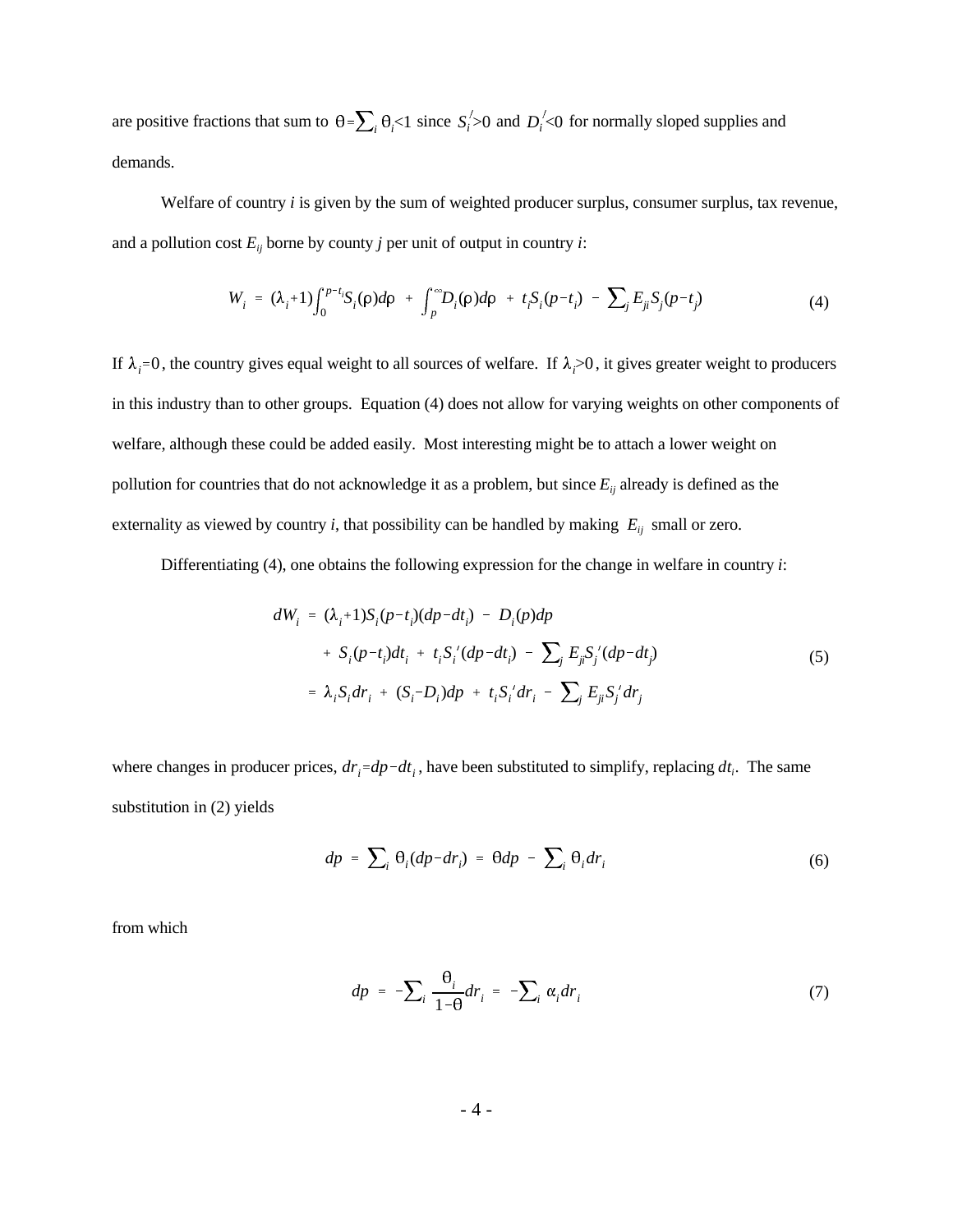are positive fractions that sum to $\theta = \sum_i \theta_i < 1$ since $S_i^{/} > 0$ and $D_i^{/} < 0$ for normally sloped supplies and demands.

Welfare of country *i* is given by the sum of weighted producer surplus, consumer surplus, tax revenue, and a pollution cost $E_{ij}$ borne by county *j* per unit of output in country *i*:

$$W_i = (\lambda_i + 1)\int_0^{p-t_i} S_i(\rho)d\rho + \int_p^{\infty} D_i(\rho)d\rho + t_i S_i(p-t_i) - \sum_j E_{ji} S_j(p-t_j) \tag{4}$$

If $\lambda_i = 0$, the country gives equal weight to all sources of welfare. If $\lambda_i > 0$, it gives greater weight to producers in this industry than to other groups. Equation (4) does not allow for varying weights on other components of welfare, although these could be added easily. Most interesting might be to attach a lower weight on pollution for countries that do not acknowledge it as a problem, but since $E_{ij}$ already is defined as the externality as viewed by country *i*, that possibility can be handled by making $E_{ij}$ small or zero.

Differentiating (4), one obtains the following expression for the change in welfare in country *i*:

$$\begin{aligned} dW_i &= (\lambda_i + 1) S_i(p-t_i)(dp - dt_i) - D_i(p)dp \\ &\quad + S_i(p-t_i)dt_i + t_i S_i{}'(dp - dt_i) - \sum_j E_{ji} S_j{}'(dp - dt_j) \\ &= \lambda_i S_i dr_i + (S_i - D_i)dp + t_i S_i{}' dr_i - \sum_j E_{ji} S_j{}' dr_j \end{aligned} \tag{5}$$

where changes in producer prices, $dr_i = dp - dt_i$, have been substituted to simplify, replacing $dt_i$. The same substitution in (2) yields

$$dp = \sum_i \theta_i (dp - dr_i) = \theta dp - \sum_i \theta_i dr_i \tag{6}$$

from which

$$dp = -\sum_i \frac{\theta_i}{1-\theta} dr_i = -\sum_i \alpha_i dr_i \tag{7}$$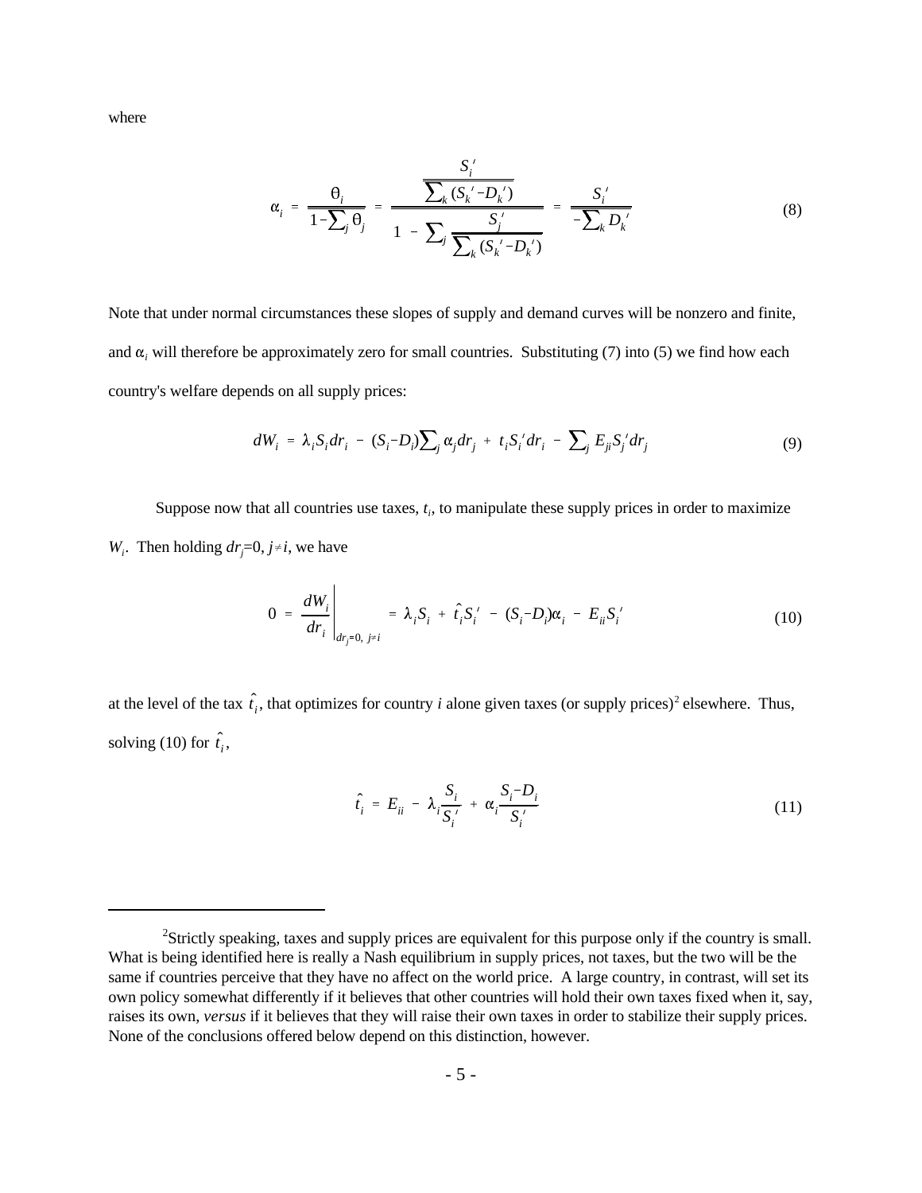where

$$\alpha_i = \frac{\theta_i}{1-\sum_j \theta_j} = \frac{\dfrac{S_i'}{\sum_k (S_k'-D_k')}}{1 - \sum_j \dfrac{S_j'}{\sum_k (S_k'-D_k')}} = \frac{S_i'}{-\sum_k D_k'} \tag{8}$$

Note that under normal circumstances these slopes of supply and demand curves will be nonzero and finite, and $\alpha_i$ will therefore be approximately zero for small countries. Substituting (7) into (5) we find how each country's welfare depends on all supply prices:

$$dW_i = \lambda_i S_i dr_i - (S_i - D_i)\sum_j \alpha_j dr_j + t_i S_i' dr_i - \sum_j E_{ji} S_j' dr_j \tag{9}$$

Suppose now that all countries use taxes, $t_i$, to manipulate these supply prices in order to maximize $W_i$. Then holding $dr_j$=0, $j \neq i$, we have

$$0 = \left.\frac{dW_i}{dr_i}\right|_{dr_j=0,\ j\neq i} = \lambda_i S_i + \hat{t}_i S_i' - (S_i - D_i)\alpha_i - E_{ii} S_i' \tag{10}$$

at the level of the tax $\hat{t}_i$, that optimizes for country *i* alone given taxes (or supply prices)[2] elsewhere. Thus, solving (10) for $\hat{t}_i$,

$$\hat{t}_i = E_{ii} - \lambda_i \frac{S_i}{S_i'} + \alpha_i \frac{S_i - D_i}{S_i'} \tag{11}$$

---

[2]Strictly speaking, taxes and supply prices are equivalent for this purpose only if the country is small. What is being identified here is really a Nash equilibrium in supply prices, not taxes, but the two will be the same if countries perceive that they have no affect on the world price. A large country, in contrast, will set its own policy somewhat differently if it believes that other countries will hold their own taxes fixed when it, say, raises its own, *versus* if it believes that they will raise their own taxes in order to stabilize their supply prices. None of the conclusions offered below depend on this distinction, however.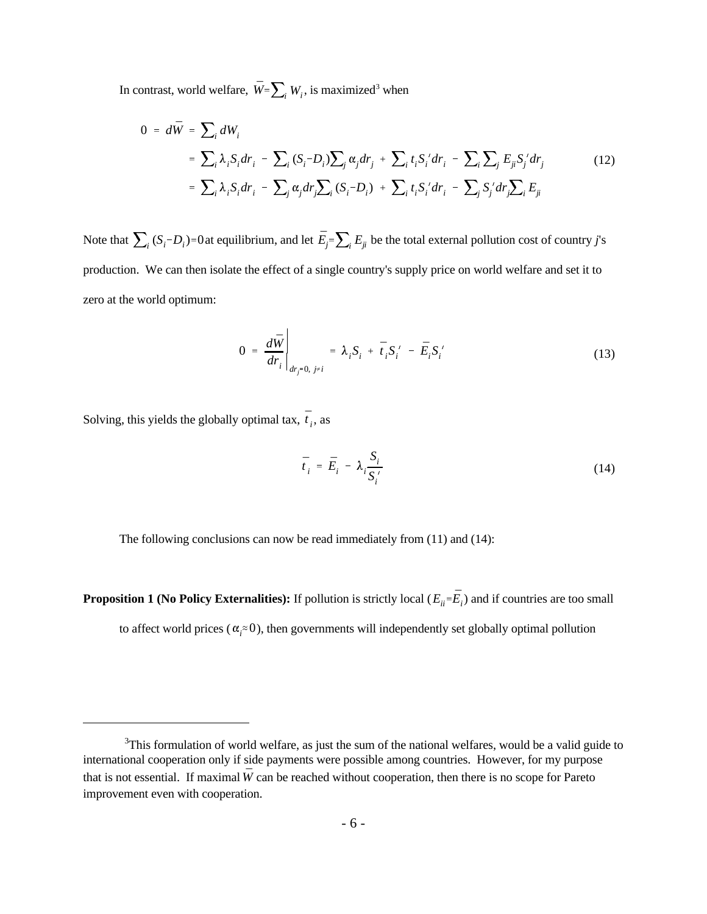In contrast, world welfare, $\bar{W} = \sum_i W_i$, is maximized[3] when

$$
\begin{aligned}
0 \;=\; d\bar{W} \;&=\; \sum_i dW_i \\
&=\; \sum_i \lambda_i S_i dr_i \;-\; \sum_i (S_i - D_i) \sum_j \alpha_j dr_j \;+\; \sum_i t_i S_i' dr_i \;-\; \sum_i \sum_j E_{ji} S_j' dr_j \\
&=\; \sum_i \lambda_i S_i dr_i \;-\; \sum_j \alpha_j dr_j \sum_i (S_i - D_i) \;+\; \sum_i t_i S_i' dr_i \;-\; \sum_j S_j' dr_j \sum_i E_{ji}
\end{aligned}
\tag{12}
$$

Note that $\sum_i (S_i - D_i) = 0$ at equilibrium, and let $\bar{E}_j = \sum_i E_{ji}$ be the total external pollution cost of country *j*'s production. We can then isolate the effect of a single country's supply price on world welfare and set it to zero at the world optimum:

$$
0 \;=\; \left. \frac{d\bar{W}}{dr_i} \right|_{dr_j = 0,\; j \neq i} \;=\; \lambda_i S_i \;+\; \bar{t}_i S_i' \;-\; \bar{E}_i S_i' \tag{13}
$$

Solving, this yields the globally optimal tax, $\bar{t}_i$, as

$$
\bar{t}_i \;=\; \bar{E}_i \;-\; \lambda_i \frac{S_i}{S_i'} \tag{14}
$$

The following conclusions can now be read immediately from (11) and (14):

**Proposition 1 (No Policy Externalities):** If pollution is strictly local ($E_{ii} = \bar{E}_i$) and if countries are too small to affect world prices ($\alpha_i \approx 0$), then governments will independently set globally optimal pollution

---

[3] This formulation of world welfare, as just the sum of the national welfares, would be a valid guide to international cooperation only if side payments were possible among countries. However, for my purpose that is not essential. If maximal $\bar{W}$ can be reached without cooperation, then there is no scope for Pareto improvement even with cooperation.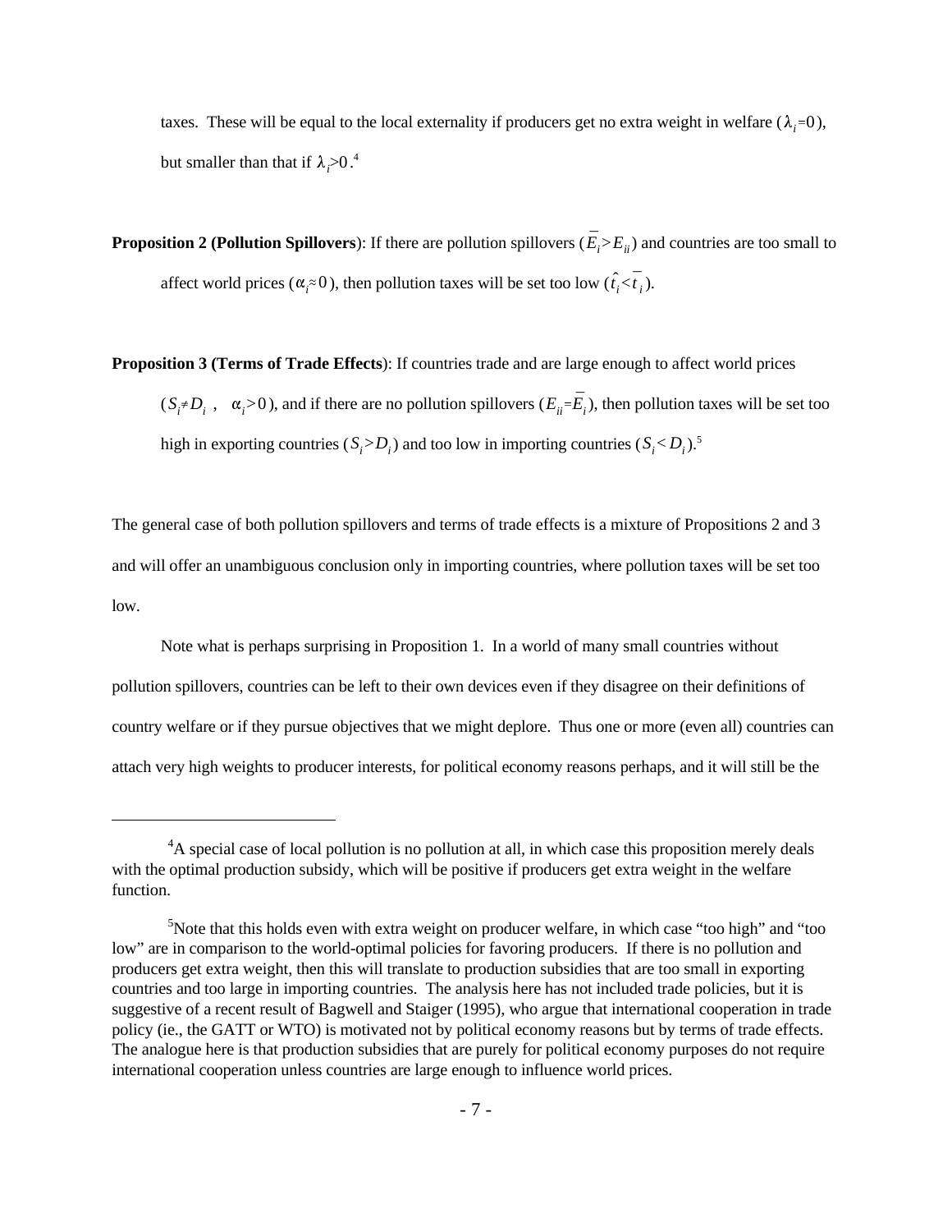taxes. These will be equal to the local externality if producers get no extra weight in welfare ($\lambda_i$=0), but smaller than that if $\lambda_i$>0.[4]

**Proposition 2 (Pollution Spillovers)**: If there are pollution spillovers ($\bar{E}_i > E_{ii}$) and countries are too small to affect world prices ($\alpha_i \approx 0$), then pollution taxes will be set too low ($\hat{t}_i < \bar{t}_i$).

**Proposition 3 (Terms of Trade Effects)**: If countries trade and are large enough to affect world prices ($S_i \neq D_i$ , $\alpha_i > 0$), and if there are no pollution spillovers ($E_{ii} = \bar{E}_i$), then pollution taxes will be set too high in exporting countries ($S_i > D_i$) and too low in importing countries ($S_i < D_i$).[5]

The general case of both pollution spillovers and terms of trade effects is a mixture of Propositions 2 and 3 and will offer an unambiguous conclusion only in importing countries, where pollution taxes will be set too low.

Note what is perhaps surprising in Proposition 1. In a world of many small countries without pollution spillovers, countries can be left to their own devices even if they disagree on their definitions of country welfare or if they pursue objectives that we might deplore. Thus one or more (even all) countries can attach very high weights to producer interests, for political economy reasons perhaps, and it will still be the

---

[4] A special case of local pollution is no pollution at all, in which case this proposition merely deals with the optimal production subsidy, which will be positive if producers get extra weight in the welfare function.

[5] Note that this holds even with extra weight on producer welfare, in which case "too high" and "too low" are in comparison to the world-optimal policies for favoring producers. If there is no pollution and producers get extra weight, then this will translate to production subsidies that are too small in exporting countries and too large in importing countries. The analysis here has not included trade policies, but it is suggestive of a recent result of Bagwell and Staiger (1995), who argue that international cooperation in trade policy (ie., the GATT or WTO) is motivated not by political economy reasons but by terms of trade effects. The analogue here is that production subsidies that are purely for political economy purposes do not require international cooperation unless countries are large enough to influence world prices.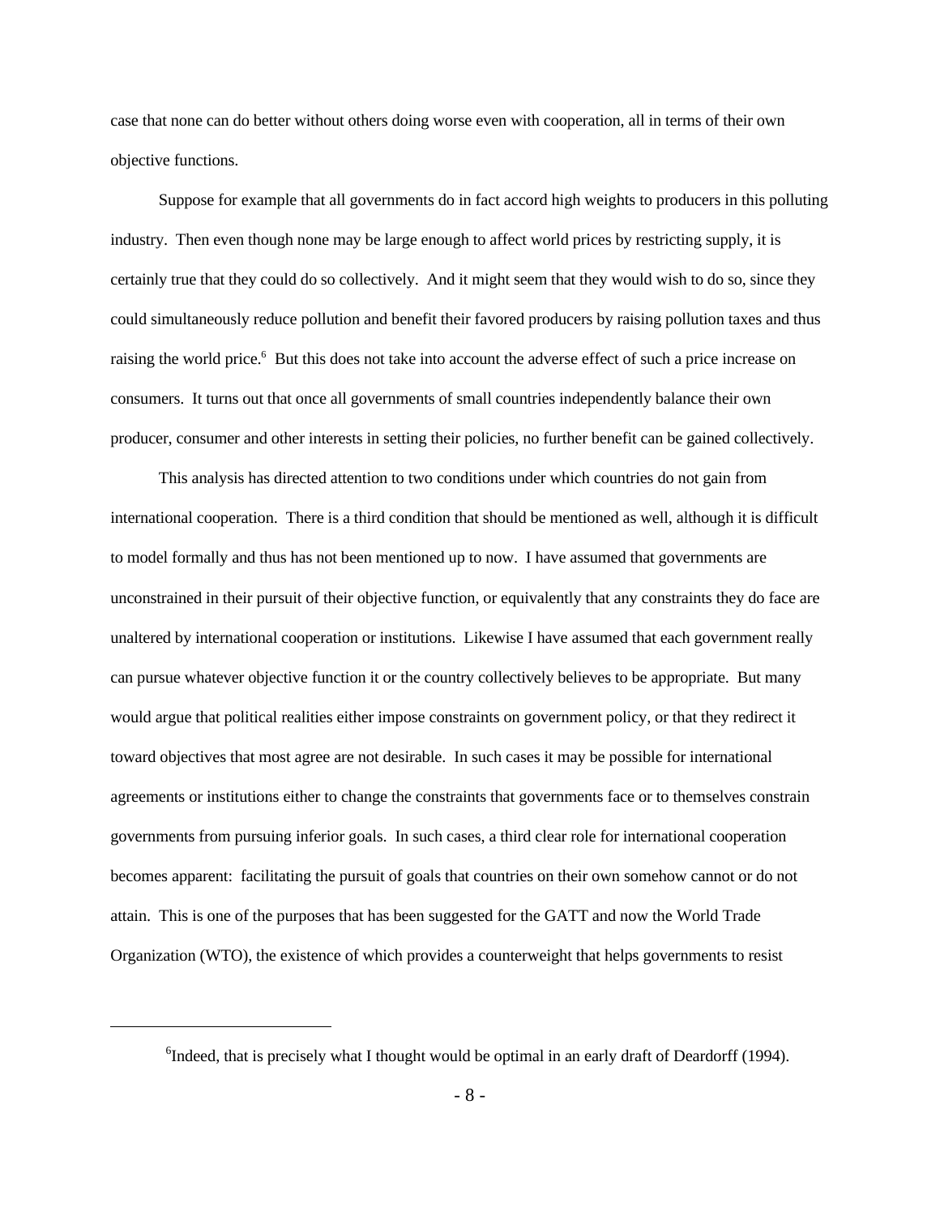case that none can do better without others doing worse even with cooperation, all in terms of their own objective functions.

Suppose for example that all governments do in fact accord high weights to producers in this polluting industry. Then even though none may be large enough to affect world prices by restricting supply, it is certainly true that they could do so collectively. And it might seem that they would wish to do so, since they could simultaneously reduce pollution and benefit their favored producers by raising pollution taxes and thus raising the world price.[6] But this does not take into account the adverse effect of such a price increase on consumers. It turns out that once all governments of small countries independently balance their own producer, consumer and other interests in setting their policies, no further benefit can be gained collectively.

This analysis has directed attention to two conditions under which countries do not gain from international cooperation. There is a third condition that should be mentioned as well, although it is difficult to model formally and thus has not been mentioned up to now. I have assumed that governments are unconstrained in their pursuit of their objective function, or equivalently that any constraints they do face are unaltered by international cooperation or institutions. Likewise I have assumed that each government really can pursue whatever objective function it or the country collectively believes to be appropriate. But many would argue that political realities either impose constraints on government policy, or that they redirect it toward objectives that most agree are not desirable. In such cases it may be possible for international agreements or institutions either to change the constraints that governments face or to themselves constrain governments from pursuing inferior goals. In such cases, a third clear role for international cooperation becomes apparent: facilitating the pursuit of goals that countries on their own somehow cannot or do not attain. This is one of the purposes that has been suggested for the GATT and now the World Trade Organization (WTO), the existence of which provides a counterweight that helps governments to resist

[6] Indeed, that is precisely what I thought would be optimal in an early draft of Deardorff (1994).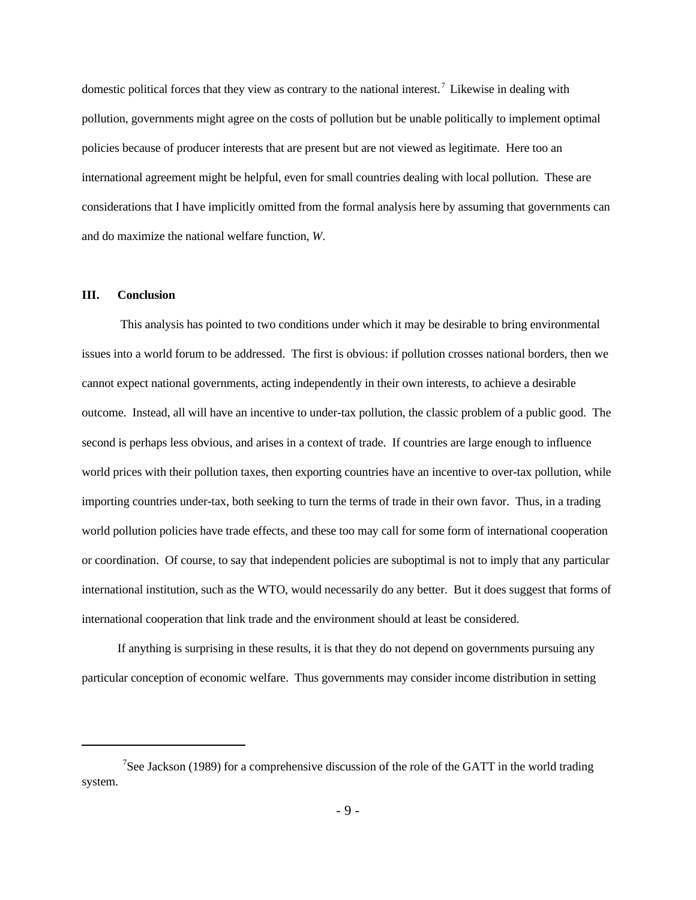domestic political forces that they view as contrary to the national interest.[7] Likewise in dealing with pollution, governments might agree on the costs of pollution but be unable politically to implement optimal policies because of producer interests that are present but are not viewed as legitimate. Here too an international agreement might be helpful, even for small countries dealing with local pollution. These are considerations that I have implicitly omitted from the formal analysis here by assuming that governments can and do maximize the national welfare function, $W$.

## III. Conclusion

This analysis has pointed to two conditions under which it may be desirable to bring environmental issues into a world forum to be addressed. The first is obvious: if pollution crosses national borders, then we cannot expect national governments, acting independently in their own interests, to achieve a desirable outcome. Instead, all will have an incentive to under-tax pollution, the classic problem of a public good. The second is perhaps less obvious, and arises in a context of trade. If countries are large enough to influence world prices with their pollution taxes, then exporting countries have an incentive to over-tax pollution, while importing countries under-tax, both seeking to turn the terms of trade in their own favor. Thus, in a trading world pollution policies have trade effects, and these too may call for some form of international cooperation or coordination. Of course, to say that independent policies are suboptimal is not to imply that any particular international institution, such as the WTO, would necessarily do any better. But it does suggest that forms of international cooperation that link trade and the environment should at least be considered.

If anything is surprising in these results, it is that they do not depend on governments pursuing any particular conception of economic welfare. Thus governments may consider income distribution in setting

[7] See Jackson (1989) for a comprehensive discussion of the role of the GATT in the world trading system.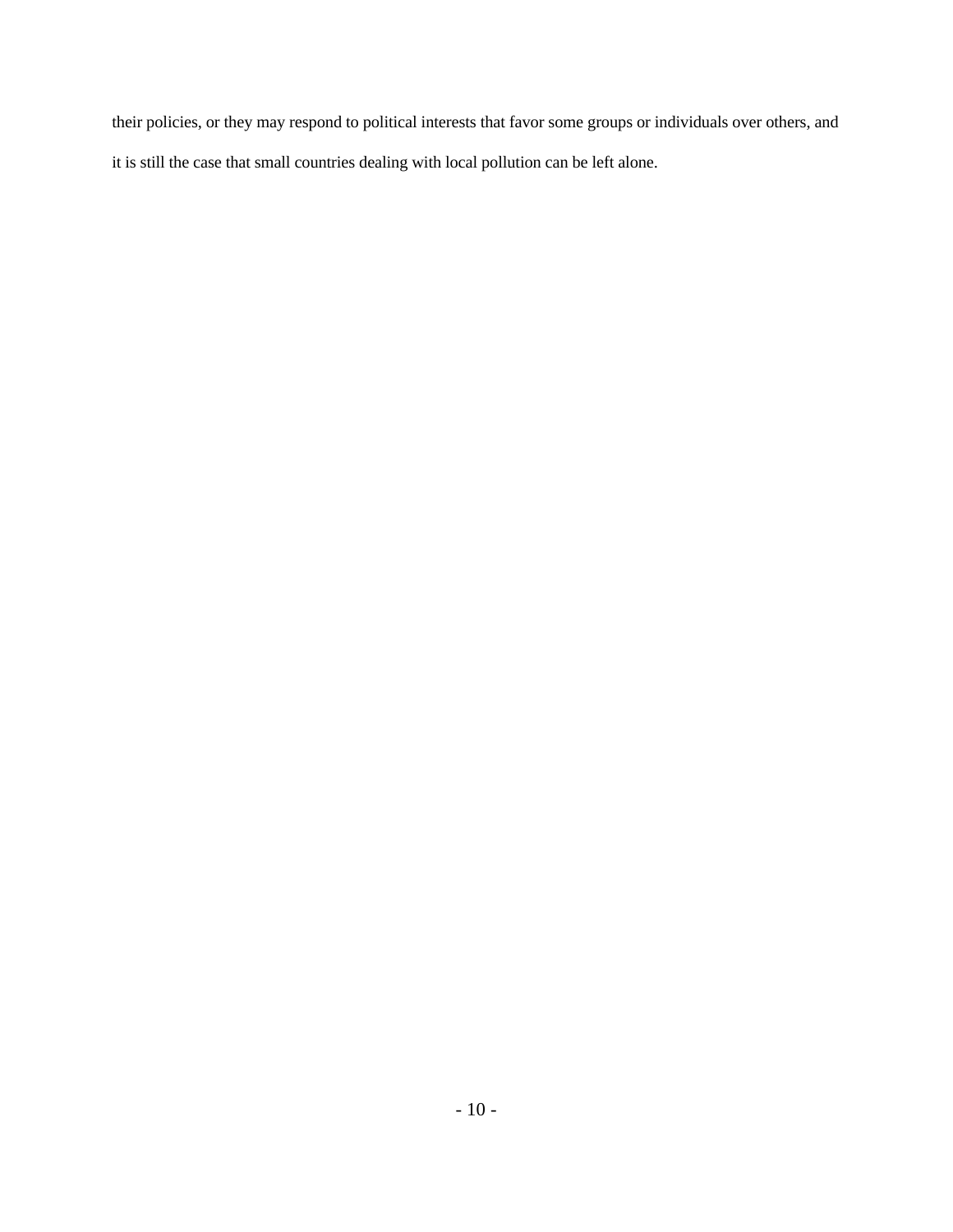their policies, or they may respond to political interests that favor some groups or individuals over others, and it is still the case that small countries dealing with local pollution can be left alone.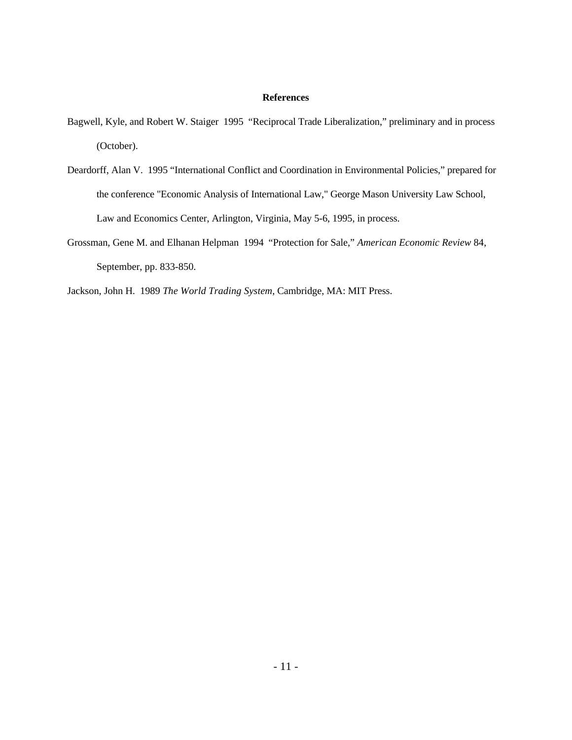**References**

Bagwell, Kyle, and Robert W. Staiger 1995 "Reciprocal Trade Liberalization," preliminary and in process (October).

Deardorff, Alan V. 1995 "International Conflict and Coordination in Environmental Policies," prepared for the conference "Economic Analysis of International Law," George Mason University Law School, Law and Economics Center, Arlington, Virginia, May 5-6, 1995, in process.

Grossman, Gene M. and Elhanan Helpman 1994 "Protection for Sale," *American Economic Review* 84, September, pp. 833-850.

Jackson, John H. 1989 *The World Trading System*, Cambridge, MA: MIT Press.